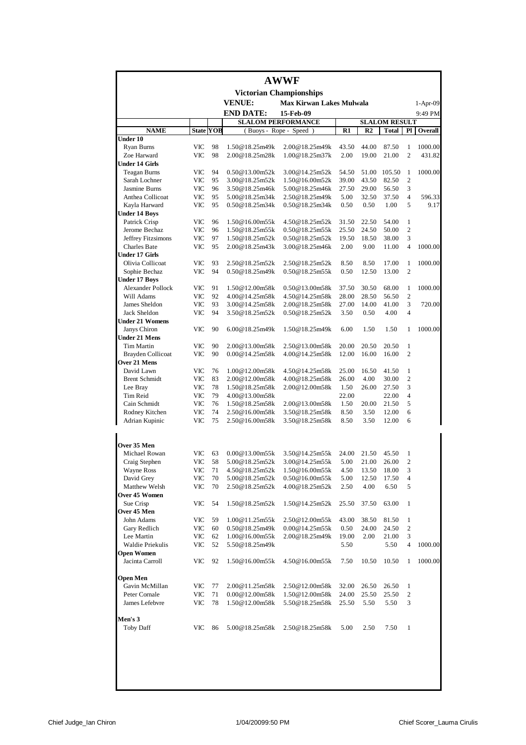# AWWF

## Victorian Championships

**VENUE:** Max Kirwan Lakes Mulwala — 1-Apr-09

**END DATE:** 15-Feb-09 — 9:49 PM

| NAME | State | YOB | SLALOM PERFORMANCE (Buoys - Rope - Speed) | | SLALOM RESULT R1 | R2 | Total | Pl | Overall |
|---|---|---|---|---|---|---|---|---|---|
| **Under 10** | | | | | | | | | |
| Ryan Burns | VIC | 98 | 1.50@18.25m49k | 2.00@18.25m49k | 43.50 | 44.00 | 87.50 | 1 | 1000.00 |
| Zoe Harward | VIC | 98 | 2.00@18.25m28k | 1.00@18.25m37k | 2.00 | 19.00 | 21.00 | 2 | 431.82 |
| **Under 14 Girls** | | | | | | | | | |
| Teagan Burns | VIC | 94 | 0.50@13.00m52k | 3.00@14.25m52k | 54.50 | 51.00 | 105.50 | 1 | 1000.00 |
| Sarah Lochner | VIC | 95 | 3.00@18.25m52k | 1.50@16.00m52k | 39.00 | 43.50 | 82.50 | 2 | |
| Jasmine Burns | VIC | 96 | 3.50@18.25m46k | 5.00@18.25m46k | 27.50 | 29.00 | 56.50 | 3 | |
| Anthea Collicoat | VIC | 95 | 5.00@18.25m34k | 2.50@18.25m49k | 5.00 | 32.50 | 37.50 | 4 | 596.33 |
| Kayla Harward | VIC | 95 | 0.50@18.25m34k | 0.50@18.25m34k | 0.50 | 0.50 | 1.00 | 5 | 9.17 |
| **Under 14 Boys** | | | | | | | | | |
| Patrick Crisp | VIC | 96 | 1.50@16.00m55k | 4.50@18.25m52k | 31.50 | 22.50 | 54.00 | 1 | |
| Jerome Bechaz | VIC | 96 | 1.50@18.25m55k | 0.50@18.25m55k | 25.50 | 24.50 | 50.00 | 2 | |
| Jeffrey Fitzsimons | VIC | 97 | 1.50@18.25m52k | 0.50@18.25m52k | 19.50 | 18.50 | 38.00 | 3 | |
| Charles Bate | VIC | 95 | 2.00@18.25m43k | 3.00@18.25m46k | 2.00 | 9.00 | 11.00 | 4 | 1000.00 |
| **Under 17 Girls** | | | | | | | | | |
| Olivia Collicoat | VIC | 93 | 2.50@18.25m52k | 2.50@18.25m52k | 8.50 | 8.50 | 17.00 | 1 | 1000.00 |
| Sophie Bechaz | VIC | 94 | 0.50@18.25m49k | 0.50@18.25m55k | 0.50 | 12.50 | 13.00 | 2 | |
| **Under 17 Boys** | | | | | | | | | |
| Alexander Pollock | VIC | 91 | 1.50@12.00m58k | 0.50@13.00m58k | 37.50 | 30.50 | 68.00 | 1 | 1000.00 |
| Will Adams | VIC | 92 | 4.00@14.25m58k | 4.50@14.25m58k | 28.00 | 28.50 | 56.50 | 2 | |
| James Sheldon | VIC | 93 | 3.00@14.25m58k | 2.00@18.25m58k | 27.00 | 14.00 | 41.00 | 3 | 720.00 |
| Jack Sheldon | VIC | 94 | 3.50@18.25m52k | 0.50@18.25m52k | 3.50 | 0.50 | 4.00 | 4 | |
| **Under 21 Womens** | | | | | | | | | |
| Janys Chiron | VIC | 90 | 6.00@18.25m49k | 1.50@18.25m49k | 6.00 | 1.50 | 1.50 | 1 | 1000.00 |
| **Under 21 Mens** | | | | | | | | | |
| Tim Martin | VIC | 90 | 2.00@13.00m58k | 2.50@13.00m58k | 20.00 | 20.50 | 20.50 | 1 | |
| Brayden Collicoat | VIC | 90 | 0.00@14.25m58k | 4.00@14.25m58k | 12.00 | 16.00 | 16.00 | 2 | |
| **Over 21 Mens** | | | | | | | | | |
| David Lawn | VIC | 76 | 1.00@12.00m58k | 4.50@14.25m58k | 25.00 | 16.50 | 41.50 | 1 | |
| Brent Schmidt | VIC | 83 | 2.00@12.00m58k | 4.00@18.25m58k | 26.00 | 4.00 | 30.00 | 2 | |
| Lee Bray | VIC | 78 | 1.50@18.25m58k | 2.00@12.00m58k | 1.50 | 26.00 | 27.50 | 3 | |
| Tim Reid | VIC | 79 | 4.00@13.00m58k | | 22.00 | | 22.00 | 4 | |
| Cain Schmidt | VIC | 76 | 1.50@18.25m58k | 2.00@13.00m58k | 1.50 | 20.00 | 21.50 | 5 | |
| Rodney Kitchen | VIC | 74 | 2.50@16.00m58k | 3.50@18.25m58k | 8.50 | 3.50 | 12.00 | 6 | |
| Adrian Kupinic | VIC | 75 | 2.50@16.00m58k | 3.50@18.25m58k | 8.50 | 3.50 | 12.00 | 6 | |
| **Over 35 Men** | | | | | | | | | |
| Michael Rowan | VIC | 63 | 0.00@13.00m55k | 3.50@14.25m55k | 24.00 | 21.50 | 45.50 | 1 | |
| Craig Stephen | VIC | 58 | 5.00@18.25m52k | 3.00@14.25m55k | 5.00 | 21.00 | 26.00 | 2 | |
| Wayne Ross | VIC | 71 | 4.50@18.25m52k | 1.50@16.00m55k | 4.50 | 13.50 | 18.00 | 3 | |
| David Grey | VIC | 70 | 5.00@18.25m52k | 0.50@16.00m55k | 5.00 | 12.50 | 17.50 | 4 | |
| Matthew Welsh | VIC | 70 | 2.50@18.25m52k | 4.00@18.25m52k | 2.50 | 4.00 | 6.50 | 5 | |
| **Over 45 Women** | | | | | | | | | |
| Sue Crisp | VIC | 54 | 1.50@18.25m52k | 1.50@14.25m52k | 25.50 | 37.50 | 63.00 | 1 | |
| **Over 45 Men** | | | | | | | | | |
| John Adams | VIC | 59 | 1.00@11.25m55k | 2.50@12.00m55k | 43.00 | 38.50 | 81.50 | 1 | |
| Gary Redlich | VIC | 60 | 0.50@18.25m49k | 0.00@14.25m55k | 0.50 | 24.00 | 24.50 | 2 | |
| Lee Martin | VIC | 62 | 1.00@16.00m55k | 2.00@18.25m49k | 19.00 | 2.00 | 21.00 | 3 | |
| Waldie Priekulis | VIC | 52 | 5.50@18.25m49k | | 5.50 | | 5.50 | 4 | 1000.00 |
| **Open Women** | | | | | | | | | |
| Jacinta Carroll | VIC | 92 | 1.50@16.00m55k | 4.50@16.00m55k | 7.50 | 10.50 | 10.50 | 1 | 1000.00 |
| **Open Men** | | | | | | | | | |
| Gavin McMillan | VIC | 77 | 2.00@11.25m58k | 2.50@12.00m58k | 32.00 | 26.50 | 26.50 | 1 | |
| Peter Cornale | VIC | 71 | 0.00@12.00m58k | 1.50@12.00m58k | 24.00 | 25.50 | 25.50 | 2 | |
| James Lefebvre | VIC | 78 | 1.50@12.00m58k | 5.50@18.25m58k | 25.50 | 5.50 | 5.50 | 3 | |
| **Men's 3** | | | | | | | | | |
| Toby Daff | VIC | 86 | 5.00@18.25m58k | 2.50@18.25m58k | 5.00 | 2.50 | 7.50 | 1 | |

Chief Judge_Ian Chiron — 1/04/20099:50 PM — Chief Scorer_Lauma Cirulis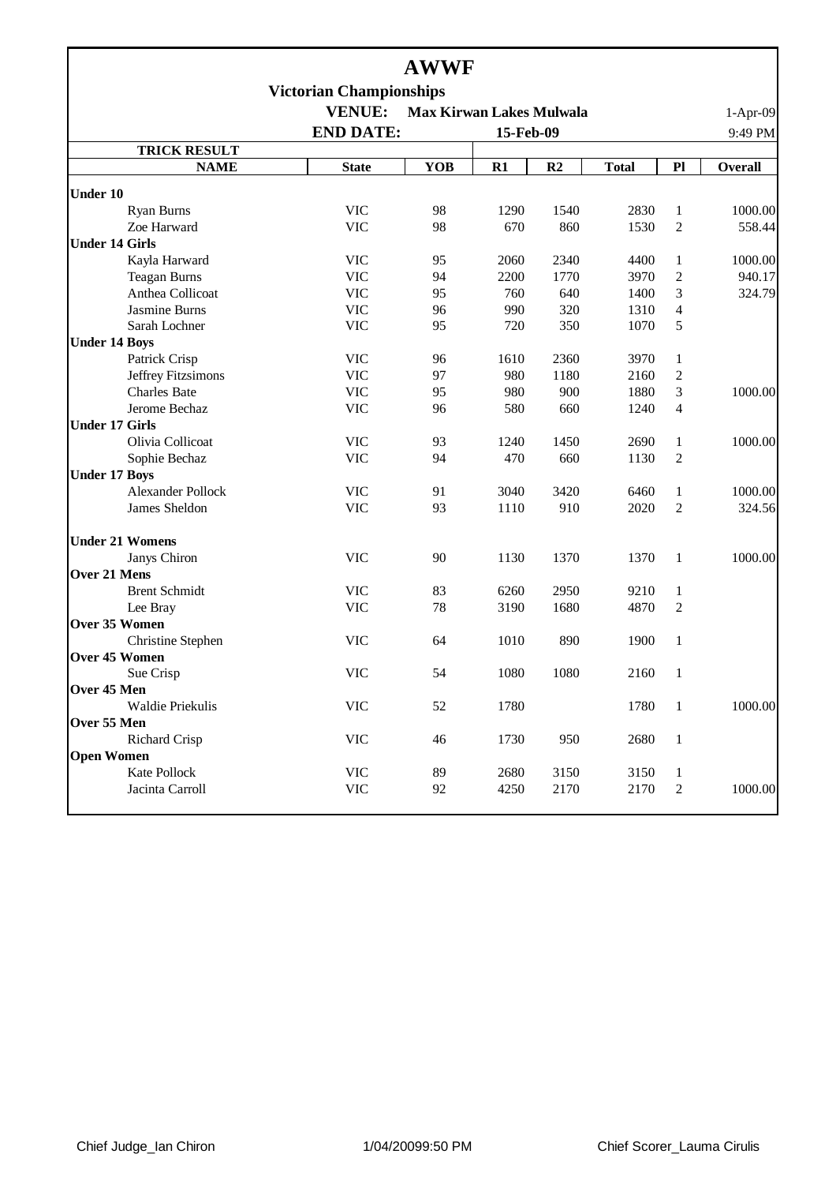# AWWF

## Victorian Championships

**VENUE:** **Max Kirwan Lakes Mulwala** 1-Apr-09

**END DATE:** **15-Feb-09** 9:49 PM

**TRICK RESULT**

| NAME | State | YOB | R1 | R2 | Total | Pl | Overall |
|---|---|---|---|---|---|---|---|
| **Under 10** | | | | | | | |
| Ryan Burns | VIC | 98 | 1290 | 1540 | 2830 | 1 | 1000.00 |
| Zoe Harward | VIC | 98 | 670 | 860 | 1530 | 2 | 558.44 |
| **Under 14 Girls** | | | | | | | |
| Kayla Harward | VIC | 95 | 2060 | 2340 | 4400 | 1 | 1000.00 |
| Teagan Burns | VIC | 94 | 2200 | 1770 | 3970 | 2 | 940.17 |
| Anthea Collicoat | VIC | 95 | 760 | 640 | 1400 | 3 | 324.79 |
| Jasmine Burns | VIC | 96 | 990 | 320 | 1310 | 4 | |
| Sarah Lochner | VIC | 95 | 720 | 350 | 1070 | 5 | |
| **Under 14 Boys** | | | | | | | |
| Patrick Crisp | VIC | 96 | 1610 | 2360 | 3970 | 1 | |
| Jeffrey Fitzsimons | VIC | 97 | 980 | 1180 | 2160 | 2 | |
| Charles Bate | VIC | 95 | 980 | 900 | 1880 | 3 | 1000.00 |
| Jerome Bechaz | VIC | 96 | 580 | 660 | 1240 | 4 | |
| **Under 17 Girls** | | | | | | | |
| Olivia Collicoat | VIC | 93 | 1240 | 1450 | 2690 | 1 | 1000.00 |
| Sophie Bechaz | VIC | 94 | 470 | 660 | 1130 | 2 | |
| **Under 17 Boys** | | | | | | | |
| Alexander Pollock | VIC | 91 | 3040 | 3420 | 6460 | 1 | 1000.00 |
| James Sheldon | VIC | 93 | 1110 | 910 | 2020 | 2 | 324.56 |
| **Under 21 Womens** | | | | | | | |
| Janys Chiron | VIC | 90 | 1130 | 1370 | 1370 | 1 | 1000.00 |
| **Over 21 Mens** | | | | | | | |
| Brent Schmidt | VIC | 83 | 6260 | 2950 | 9210 | 1 | |
| Lee Bray | VIC | 78 | 3190 | 1680 | 4870 | 2 | |
| **Over 35 Women** | | | | | | | |
| Christine Stephen | VIC | 64 | 1010 | 890 | 1900 | 1 | |
| **Over 45 Women** | | | | | | | |
| Sue Crisp | VIC | 54 | 1080 | 1080 | 2160 | 1 | |
| **Over 45 Men** | | | | | | | |
| Waldie Priekulis | VIC | 52 | 1780 | | 1780 | 1 | 1000.00 |
| **Over 55 Men** | | | | | | | |
| Richard Crisp | VIC | 46 | 1730 | 950 | 2680 | 1 | |
| **Open Women** | | | | | | | |
| Kate Pollock | VIC | 89 | 2680 | 3150 | 3150 | 1 | |
| Jacinta Carroll | VIC | 92 | 4250 | 2170 | 2170 | 2 | 1000.00 |

Chief Judge_Ian Chiron 1/04/20099:50 PM Chief Scorer_Lauma Cirulis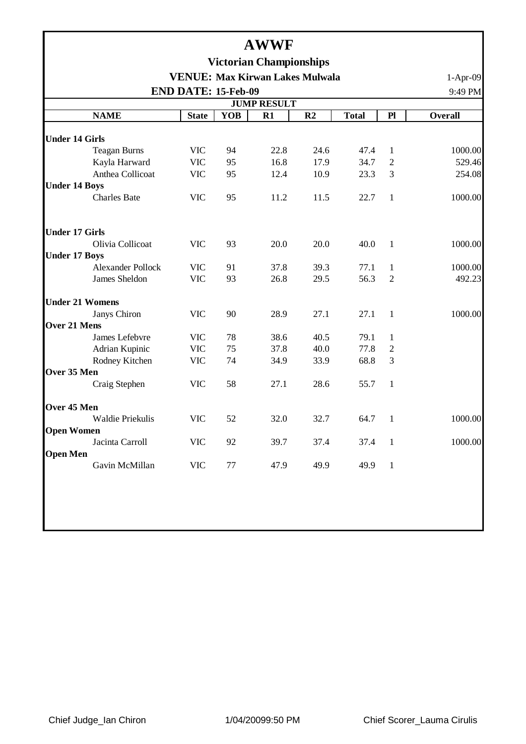# AWWF

## Victorian Championships

**VENUE: Max Kirwan Lakes Mulwala** 1-Apr-09

**END DATE: 15-Feb-09** 9:49 PM

**JUMP RESULT**

| NAME | State | YOB | R1 | R2 | Total | Pl | Overall |
|---|---|---|---|---|---|---|---|
| **Under 14 Girls** | | | | | | | |
| Teagan Burns | VIC | 94 | 22.8 | 24.6 | 47.4 | 1 | 1000.00 |
| Kayla Harward | VIC | 95 | 16.8 | 17.9 | 34.7 | 2 | 529.46 |
| Anthea Collicoat | VIC | 95 | 12.4 | 10.9 | 23.3 | 3 | 254.08 |
| **Under 14 Boys** | | | | | | | |
| Charles Bate | VIC | 95 | 11.2 | 11.5 | 22.7 | 1 | 1000.00 |
| **Under 17 Girls** | | | | | | | |
| Olivia Collicoat | VIC | 93 | 20.0 | 20.0 | 40.0 | 1 | 1000.00 |
| **Under 17 Boys** | | | | | | | |
| Alexander Pollock | VIC | 91 | 37.8 | 39.3 | 77.1 | 1 | 1000.00 |
| James Sheldon | VIC | 93 | 26.8 | 29.5 | 56.3 | 2 | 492.23 |
| **Under 21 Womens** | | | | | | | |
| Janys Chiron | VIC | 90 | 28.9 | 27.1 | 27.1 | 1 | 1000.00 |
| **Over 21 Mens** | | | | | | | |
| James Lefebvre | VIC | 78 | 38.6 | 40.5 | 79.1 | 1 | |
| Adrian Kupinic | VIC | 75 | 37.8 | 40.0 | 77.8 | 2 | |
| Rodney Kitchen | VIC | 74 | 34.9 | 33.9 | 68.8 | 3 | |
| **Over 35 Men** | | | | | | | |
| Craig Stephen | VIC | 58 | 27.1 | 28.6 | 55.7 | 1 | |
| **Over 45 Men** | | | | | | | |
| Waldie Priekulis | VIC | 52 | 32.0 | 32.7 | 64.7 | 1 | 1000.00 |
| **Open Women** | | | | | | | |
| Jacinta Carroll | VIC | 92 | 39.7 | 37.4 | 37.4 | 1 | 1000.00 |
| **Open Men** | | | | | | | |
| Gavin McMillan | VIC | 77 | 47.9 | 49.9 | 49.9 | 1 | |

Chief Judge_Ian Chiron 1/04/20099:50 PM Chief Scorer_Lauma Cirulis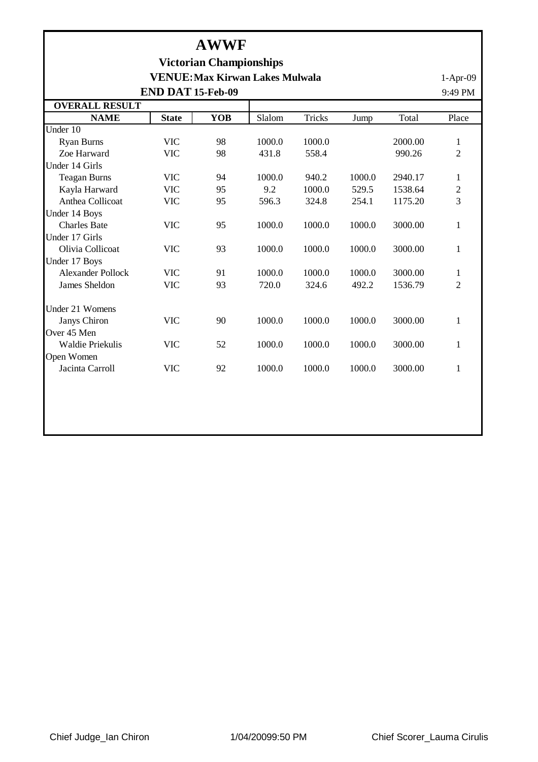# AWWF

## Victorian Championships

**VENUE: Max Kirwan Lakes Mulwala** 1-Apr-09

**END DAT 15-Feb-09** 9:49 PM

**OVERALL RESULT**

| NAME | State | YOB | Slalom | Tricks | Jump | Total | Place |
|---|---|---|---|---|---|---|---|
| Under 10 | | | | | | | |
| Ryan Burns | VIC | 98 | 1000.0 | 1000.0 | | 2000.00 | 1 |
| Zoe Harward | VIC | 98 | 431.8 | 558.4 | | 990.26 | 2 |
| Under 14 Girls | | | | | | | |
| Teagan Burns | VIC | 94 | 1000.0 | 940.2 | 1000.0 | 2940.17 | 1 |
| Kayla Harward | VIC | 95 | 9.2 | 1000.0 | 529.5 | 1538.64 | 2 |
| Anthea Collicoat | VIC | 95 | 596.3 | 324.8 | 254.1 | 1175.20 | 3 |
| Under 14 Boys | | | | | | | |
| Charles Bate | VIC | 95 | 1000.0 | 1000.0 | 1000.0 | 3000.00 | 1 |
| Under 17 Girls | | | | | | | |
| Olivia Collicoat | VIC | 93 | 1000.0 | 1000.0 | 1000.0 | 3000.00 | 1 |
| Under 17 Boys | | | | | | | |
| Alexander Pollock | VIC | 91 | 1000.0 | 1000.0 | 1000.0 | 3000.00 | 1 |
| James Sheldon | VIC | 93 | 720.0 | 324.6 | 492.2 | 1536.79 | 2 |
| Under 21 Womens | | | | | | | |
| Janys Chiron | VIC | 90 | 1000.0 | 1000.0 | 1000.0 | 3000.00 | 1 |
| Over 45 Men | | | | | | | |
| Waldie Priekulis | VIC | 52 | 1000.0 | 1000.0 | 1000.0 | 3000.00 | 1 |
| Open Women | | | | | | | |
| Jacinta Carroll | VIC | 92 | 1000.0 | 1000.0 | 1000.0 | 3000.00 | 1 |

Chief Judge_Ian Chiron 1/04/20099:50 PM Chief Scorer_Lauma Cirulis